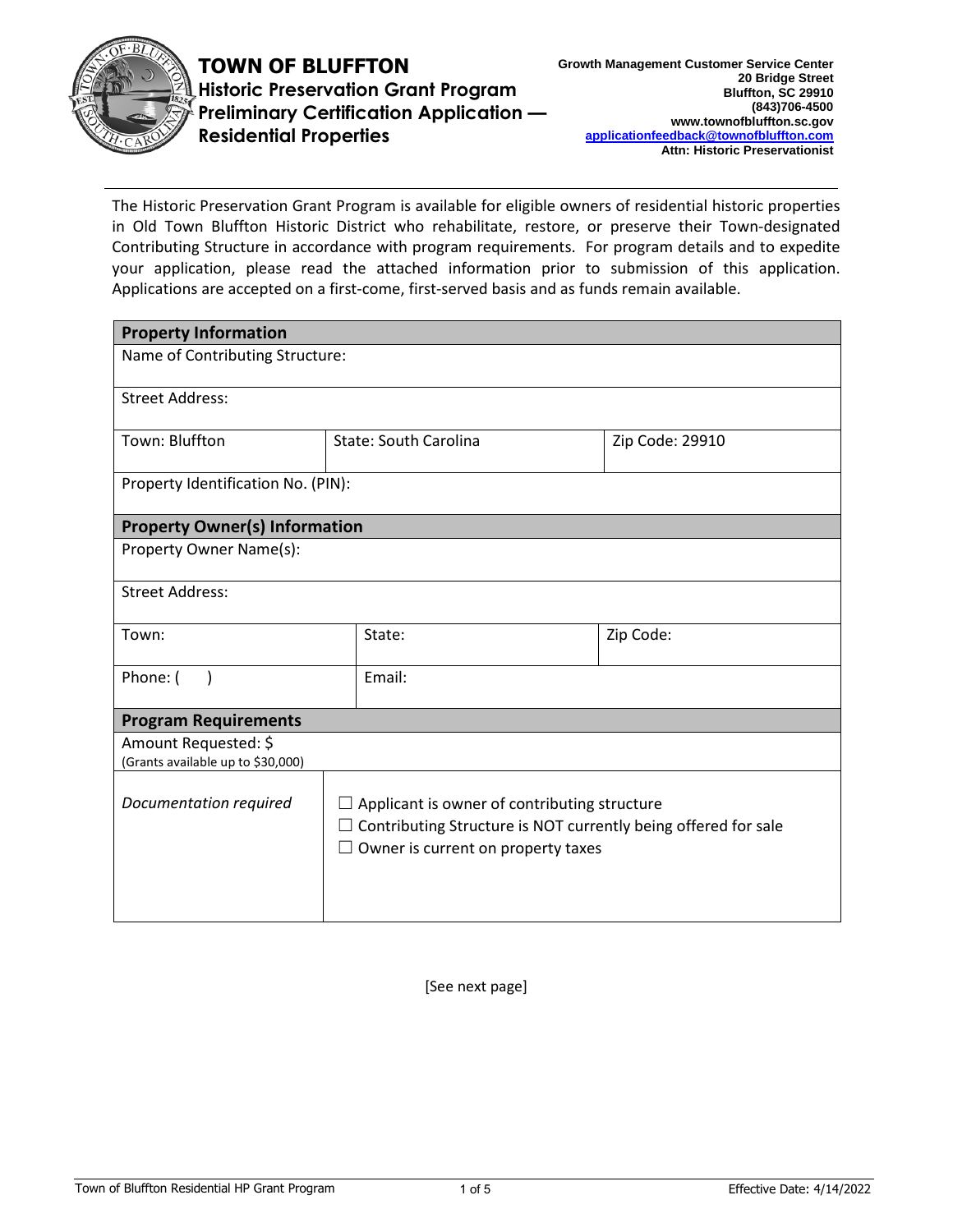# TOWN OF BLUFFTON

## Historic Preservation Grant Program Preliminary Certification Application — Residential Properties

**Growth Management Customer Service Center**
**20 Bridge Street**
**Bluffton, SC 29910**
**(843)706-4500**
**www.townofbluffton.sc.gov**
**applicationfeedback@townofbluffton.com**
**Attn: Historic Preservationist**

---

The Historic Preservation Grant Program is available for eligible owners of residential historic properties in Old Town Bluffton Historic District who rehabilitate, restore, or preserve their Town-designated Contributing Structure in accordance with program requirements. For program details and to expedite your application, please read the attached information prior to submission of this application. Applications are accepted on a first-come, first-served basis and as funds remain available.

| **Property Information** | | |
|---|---|---|
| Name of Contributing Structure: | | |
| Street Address: | | |
| Town: Bluffton | State: South Carolina | Zip Code: 29910 |
| Property Identification No. (PIN): | | |
| **Property Owner(s) Information** | | |
| Property Owner Name(s): | | |
| Street Address: | | |
| Town: | State: | Zip Code: |
| Phone: (    ) | Email: | |
| **Program Requirements** | | |
| Amount Requested: $ (Grants available up to $30,000) | | |
| *Documentation required* | ☐ Applicant is owner of contributing structure<br>☐ Contributing Structure is NOT currently being offered for sale<br>☐ Owner is current on property taxes | |

[See next page]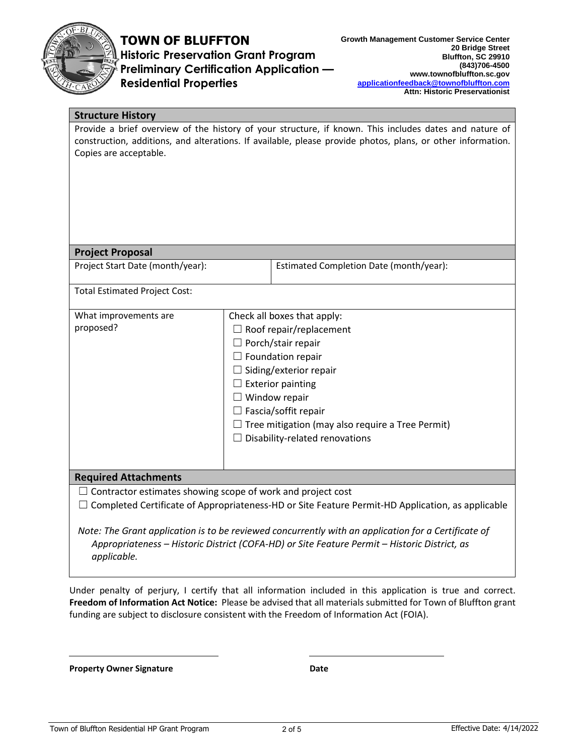# TOWN OF BLUFFTON

## Historic Preservation Grant Program
## Preliminary Certification Application — Residential Properties

**Growth Management Customer Service Center**
**20 Bridge Street**
**Bluffton, SC 29910**
**(843)706-4500**
**www.townofbluffton.sc.gov**
**applicationfeedback@townofbluffton.com**
**Attn: Historic Preservationist**

### Structure History

Provide a brief overview of the history of your structure, if known. This includes dates and nature of construction, additions, and alterations. If available, please provide photos, plans, or other information. Copies are acceptable.

### Project Proposal

| Project Start Date (month/year): | Estimated Completion Date (month/year): |
|---|---|

Total Estimated Project Cost:

| What improvements are proposed? | Check all boxes that apply: |
|---|---|
| | ☐ Roof repair/replacement<br>☐ Porch/stair repair<br>☐ Foundation repair<br>☐ Siding/exterior repair<br>☐ Exterior painting<br>☐ Window repair<br>☐ Fascia/soffit repair<br>☐ Tree mitigation (may also require a Tree Permit)<br>☐ Disability-related renovations |

### Required Attachments

☐ Contractor estimates showing scope of work and project cost
☐ Completed Certificate of Appropriateness-HD or Site Feature Permit-HD Application, as applicable

*Note: The Grant application is to be reviewed concurrently with an application for a Certificate of Appropriateness – Historic District (COFA-HD) or Site Feature Permit – Historic District, as applicable.*

Under penalty of perjury, I certify that all information included in this application is true and correct. **Freedom of Information Act Notice:** Please be advised that all materials submitted for Town of Bluffton grant funding are subject to disclosure consistent with the Freedom of Information Act (FOIA).

_____________________________ _____________________

**Property Owner Signature** **Date**

Town of Bluffton Residential HP Grant Program — Effective Date: 4/14/2022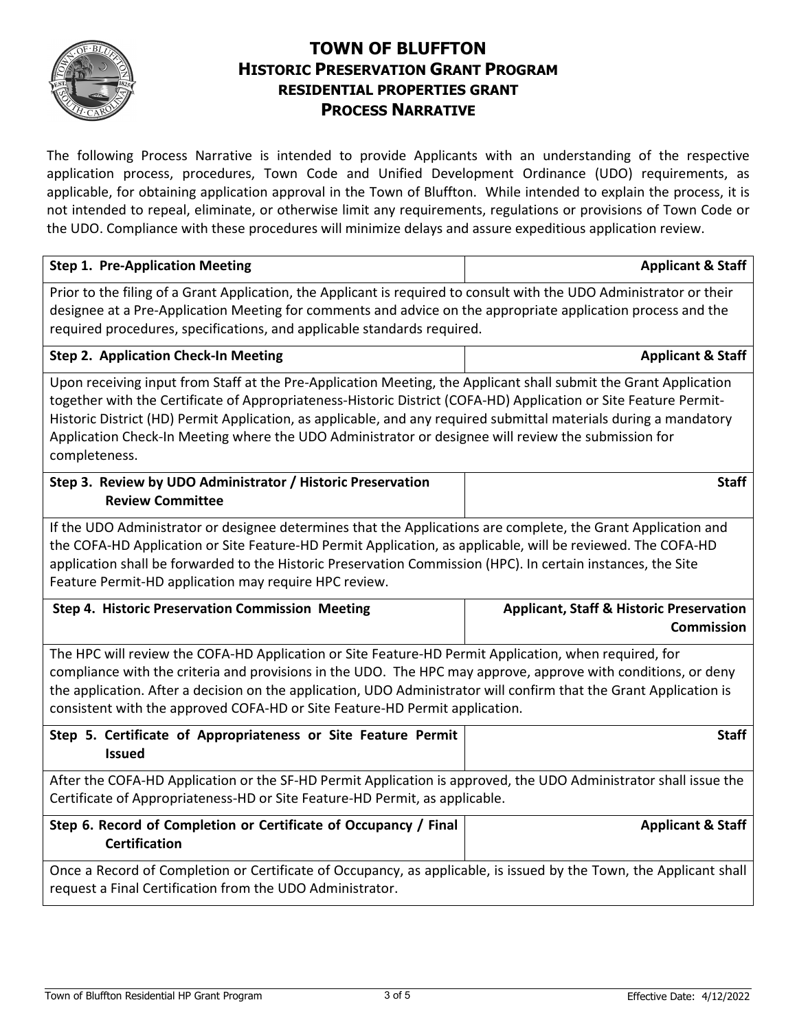# TOWN OF BLUFFTON
## HISTORIC PRESERVATION GRANT PROGRAM
### RESIDENTIAL PROPERTIES GRANT
### PROCESS NARRATIVE

The following Process Narrative is intended to provide Applicants with an understanding of the respective application process, procedures, Town Code and Unified Development Ordinance (UDO) requirements, as applicable, for obtaining application approval in the Town of Bluffton. While intended to explain the process, it is not intended to repeal, eliminate, or otherwise limit any requirements, regulations or provisions of Town Code or the UDO. Compliance with these procedures will minimize delays and assure expeditious application review.

| **Step 1. Pre-Application Meeting** | **Applicant & Staff** |
|---|---|
| Prior to the filing of a Grant Application, the Applicant is required to consult with the UDO Administrator or their designee at a Pre-Application Meeting for comments and advice on the appropriate application process and the required procedures, specifications, and applicable standards required. | |
| **Step 2. Application Check-In Meeting** | **Applicant & Staff** |
| Upon receiving input from Staff at the Pre-Application Meeting, the Applicant shall submit the Grant Application together with the Certificate of Appropriateness-Historic District (COFA-HD) Application or Site Feature Permit-Historic District (HD) Permit Application, as applicable, and any required submittal materials during a mandatory Application Check-In Meeting where the UDO Administrator or designee will review the submission for completeness. | |
| **Step 3. Review by UDO Administrator / Historic Preservation Review Committee** | **Staff** |
| If the UDO Administrator or designee determines that the Applications are complete, the Grant Application and the COFA-HD Application or Site Feature-HD Permit Application, as applicable, will be reviewed. The COFA-HD application shall be forwarded to the Historic Preservation Commission (HPC). In certain instances, the Site Feature Permit-HD application may require HPC review. | |
| **Step 4. Historic Preservation Commission Meeting** | **Applicant, Staff & Historic Preservation Commission** |
| The HPC will review the COFA-HD Application or Site Feature-HD Permit Application, when required, for compliance with the criteria and provisions in the UDO. The HPC may approve, approve with conditions, or deny the application. After a decision on the application, UDO Administrator will confirm that the Grant Application is consistent with the approved COFA-HD or Site Feature-HD Permit application. | |
| **Step 5. Certificate of Appropriateness or Site Feature Permit Issued** | **Staff** |
| After the COFA-HD Application or the SF-HD Permit Application is approved, the UDO Administrator shall issue the Certificate of Appropriateness-HD or Site Feature-HD Permit, as applicable. | |
| **Step 6. Record of Completion or Certificate of Occupancy / Final Certification** | **Applicant & Staff** |
| Once a Record of Completion or Certificate of Occupancy, as applicable, is issued by the Town, the Applicant shall request a Final Certification from the UDO Administrator. | |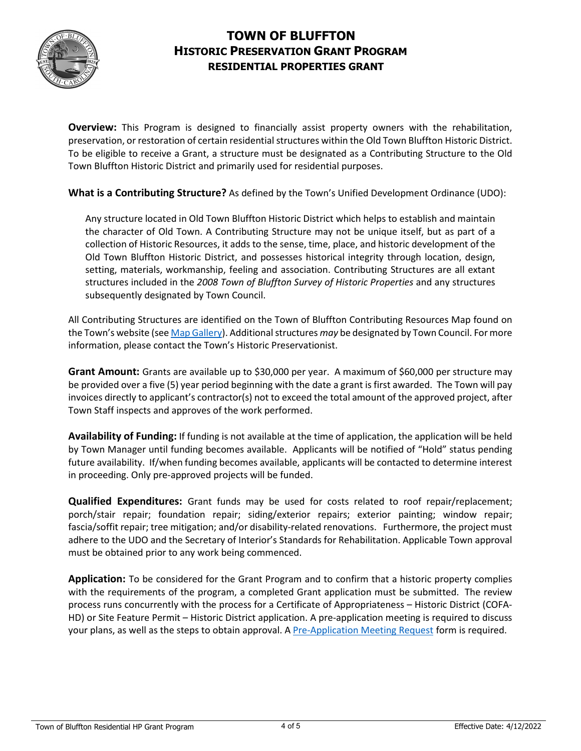# TOWN OF BLUFFTON
## HISTORIC PRESERVATION GRANT PROGRAM
### RESIDENTIAL PROPERTIES GRANT

**Overview:** This Program is designed to financially assist property owners with the rehabilitation, preservation, or restoration of certain residential structures within the Old Town Bluffton Historic District. To be eligible to receive a Grant, a structure must be designated as a Contributing Structure to the Old Town Bluffton Historic District and primarily used for residential purposes.

**What is a Contributing Structure?** As defined by the Town's Unified Development Ordinance (UDO):

> Any structure located in Old Town Bluffton Historic District which helps to establish and maintain the character of Old Town. A Contributing Structure may not be unique itself, but as part of a collection of Historic Resources, it adds to the sense, time, place, and historic development of the Old Town Bluffton Historic District, and possesses historical integrity through location, design, setting, materials, workmanship, feeling and association. Contributing Structures are all extant structures included in the *2008 Town of Bluffton Survey of Historic Properties* and any structures subsequently designated by Town Council.

All Contributing Structures are identified on the Town of Bluffton Contributing Resources Map found on the Town's website (see Map Gallery). Additional structures *may* be designated by Town Council. For more information, please contact the Town's Historic Preservationist.

**Grant Amount:** Grants are available up to $30,000 per year. A maximum of $60,000 per structure may be provided over a five (5) year period beginning with the date a grant is first awarded. The Town will pay invoices directly to applicant's contractor(s) not to exceed the total amount of the approved project, after Town Staff inspects and approves of the work performed.

**Availability of Funding:** If funding is not available at the time of application, the application will be held by Town Manager until funding becomes available. Applicants will be notified of "Hold" status pending future availability. If/when funding becomes available, applicants will be contacted to determine interest in proceeding. Only pre-approved projects will be funded.

**Qualified Expenditures:** Grant funds may be used for costs related to roof repair/replacement; porch/stair repair; foundation repair; siding/exterior repairs; exterior painting; window repair; fascia/soffit repair; tree mitigation; and/or disability-related renovations. Furthermore, the project must adhere to the UDO and the Secretary of Interior's Standards for Rehabilitation. Applicable Town approval must be obtained prior to any work being commenced.

**Application:** To be considered for the Grant Program and to confirm that a historic property complies with the requirements of the program, a completed Grant application must be submitted. The review process runs concurrently with the process for a Certificate of Appropriateness – Historic District (COFA-HD) or Site Feature Permit – Historic District application. A pre-application meeting is required to discuss your plans, as well as the steps to obtain approval. A Pre-Application Meeting Request form is required.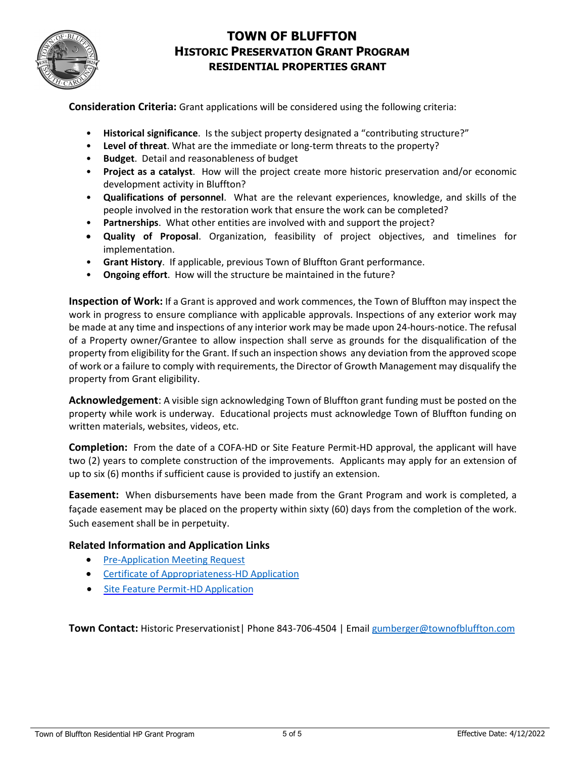# TOWN OF BLUFFTON
## HISTORIC PRESERVATION GRANT PROGRAM
### RESIDENTIAL PROPERTIES GRANT

**Consideration Criteria:** Grant applications will be considered using the following criteria:

- **Historical significance**. Is the subject property designated a "contributing structure?"
- **Level of threat**. What are the immediate or long-term threats to the property?
- **Budget**. Detail and reasonableness of budget
- **Project as a catalyst**. How will the project create more historic preservation and/or economic development activity in Bluffton?
- **Qualifications of personnel**. What are the relevant experiences, knowledge, and skills of the people involved in the restoration work that ensure the work can be completed?
- **Partnerships**. What other entities are involved with and support the project?
- **Quality of Proposal**. Organization, feasibility of project objectives, and timelines for implementation.
- **Grant History**. If applicable, previous Town of Bluffton Grant performance.
- **Ongoing effort**. How will the structure be maintained in the future?

**Inspection of Work:** If a Grant is approved and work commences, the Town of Bluffton may inspect the work in progress to ensure compliance with applicable approvals. Inspections of any exterior work may be made at any time and inspections of any interior work may be made upon 24-hours-notice. The refusal of a Property owner/Grantee to allow inspection shall serve as grounds for the disqualification of the property from eligibility for the Grant. If such an inspection shows any deviation from the approved scope of work or a failure to comply with requirements, the Director of Growth Management may disqualify the property from Grant eligibility.

**Acknowledgement**: A visible sign acknowledging Town of Bluffton grant funding must be posted on the property while work is underway. Educational projects must acknowledge Town of Bluffton funding on written materials, websites, videos, etc.

**Completion:** From the date of a COFA-HD or Site Feature Permit-HD approval, the applicant will have two (2) years to complete construction of the improvements. Applicants may apply for an extension of up to six (6) months if sufficient cause is provided to justify an extension.

**Easement:** When disbursements have been made from the Grant Program and work is completed, a façade easement may be placed on the property within sixty (60) days from the completion of the work. Such easement shall be in perpetuity.

### Related Information and Application Links

- Pre-Application Meeting Request
- Certificate of Appropriateness-HD Application
- Site Feature Permit-HD Application

**Town Contact:** Historic Preservationist| Phone 843-706-4504 | Email gumberger@townofbluffton.com